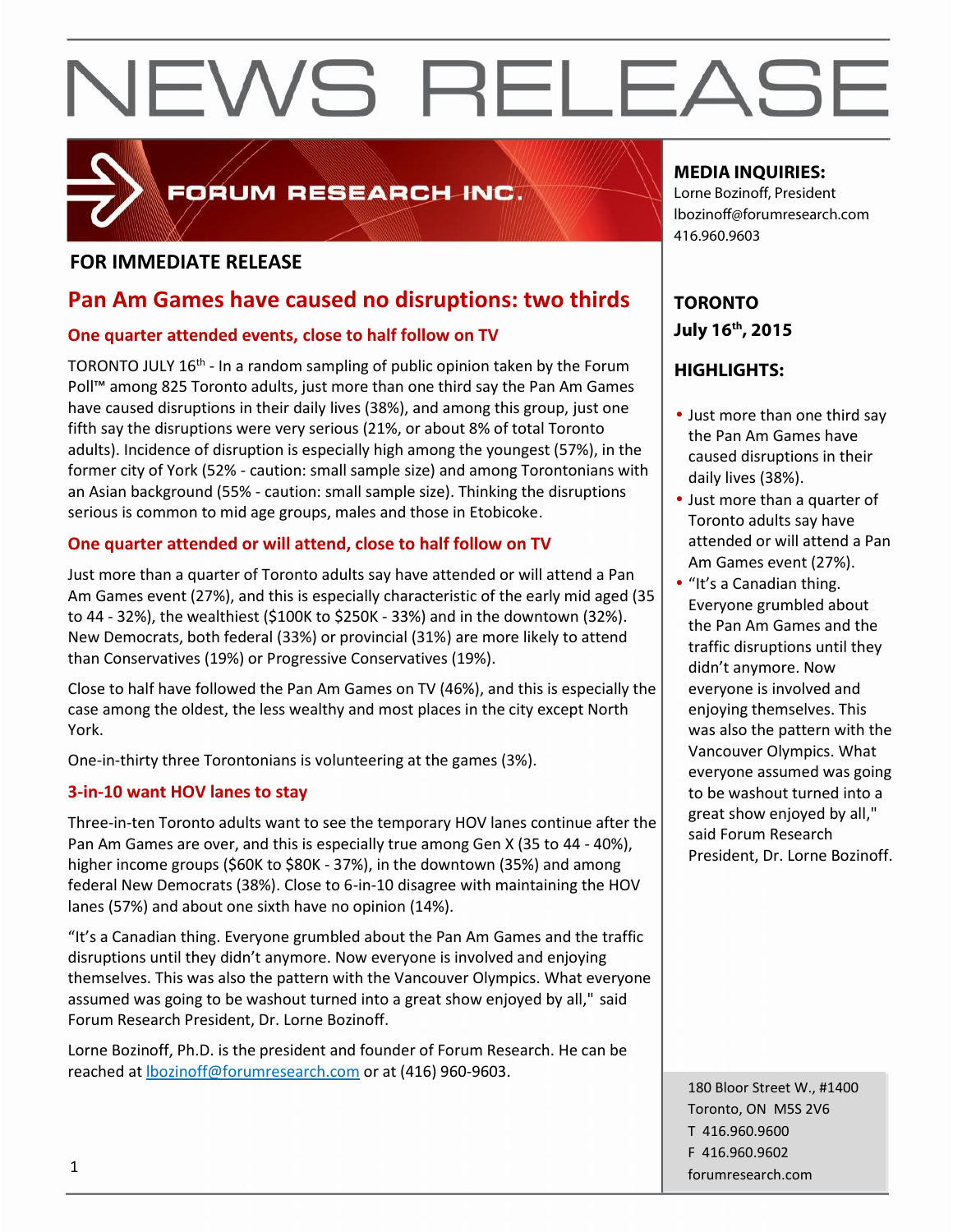# NEWS RELEASE

FORUM RESEARCH INC.

**MEDIA INQUIRIES:**
Lorne Bozinoff, President
lbozinoff@forumresearch.com
416.960.9603

**FOR IMMEDIATE RELEASE**

## Pan Am Games have caused no disruptions: two thirds

### One quarter attended events, close to half follow on TV

TORONTO JULY 16th - In a random sampling of public opinion taken by the Forum Poll™ among 825 Toronto adults, just more than one third say the Pan Am Games have caused disruptions in their daily lives (38%), and among this group, just one fifth say the disruptions were very serious (21%, or about 8% of total Toronto adults). Incidence of disruption is especially high among the youngest (57%), in the former city of York (52% - caution: small sample size) and among Torontonians with an Asian background (55% - caution: small sample size). Thinking the disruptions serious is common to mid age groups, males and those in Etobicoke.

### One quarter attended or will attend, close to half follow on TV

Just more than a quarter of Toronto adults say have attended or will attend a Pan Am Games event (27%), and this is especially characteristic of the early mid aged (35 to 44 - 32%), the wealthiest ($100K to $250K - 33%) and in the downtown (32%). New Democrats, both federal (33%) or provincial (31%) are more likely to attend than Conservatives (19%) or Progressive Conservatives (19%).

Close to half have followed the Pan Am Games on TV (46%), and this is especially the case among the oldest, the less wealthy and most places in the city except North York.

One-in-thirty three Torontonians is volunteering at the games (3%).

### 3-in-10 want HOV lanes to stay

Three-in-ten Toronto adults want to see the temporary HOV lanes continue after the Pan Am Games are over, and this is especially true among Gen X (35 to 44 - 40%), higher income groups ($60K to $80K - 37%), in the downtown (35%) and among federal New Democrats (38%). Close to 6-in-10 disagree with maintaining the HOV lanes (57%) and about one sixth have no opinion (14%).

"It's a Canadian thing. Everyone grumbled about the Pan Am Games and the traffic disruptions until they didn't anymore. Now everyone is involved and enjoying themselves. This was also the pattern with the Vancouver Olympics. What everyone assumed was going to be washout turned into a great show enjoyed by all," said Forum Research President, Dr. Lorne Bozinoff.

Lorne Bozinoff, Ph.D. is the president and founder of Forum Research. He can be reached at lbozinoff@forumresearch.com or at (416) 960-9603.

**TORONTO**
**July 16th, 2015**

**HIGHLIGHTS:**

- Just more than one third say the Pan Am Games have caused disruptions in their daily lives (38%).
- Just more than a quarter of Toronto adults say have attended or will attend a Pan Am Games event (27%).
- "It's a Canadian thing. Everyone grumbled about the Pan Am Games and the traffic disruptions until they didn't anymore. Now everyone is involved and enjoying themselves. This was also the pattern with the Vancouver Olympics. What everyone assumed was going to be washout turned into a great show enjoyed by all," said Forum Research President, Dr. Lorne Bozinoff.

180 Bloor Street W., #1400
Toronto, ON M5S 2V6
T 416.960.9600
F 416.960.9602
forumresearch.com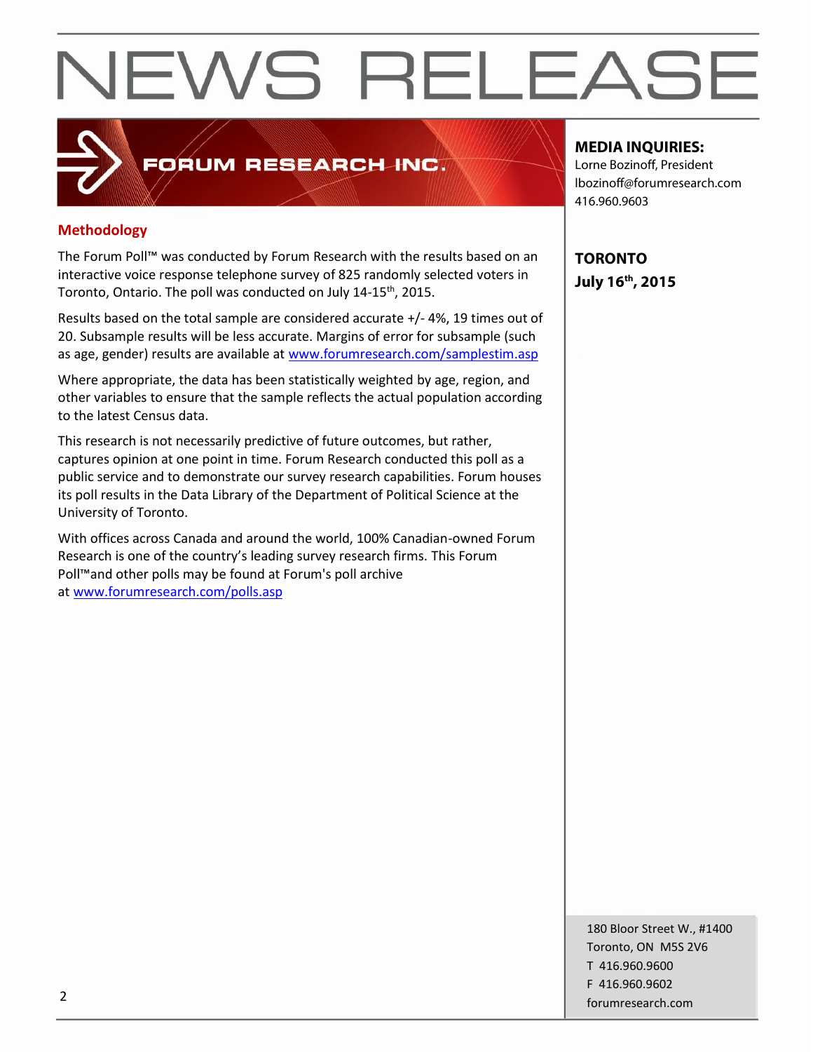# NEWS RELEASE

FORUM RESEARCH INC.

**MEDIA INQUIRIES:**
Lorne Bozinoff, President
lbozinoff@forumresearch.com
416.960.9603

**TORONTO**
**July 16th, 2015**

## Methodology

The Forum Poll™ was conducted by Forum Research with the results based on an interactive voice response telephone survey of 825 randomly selected voters in Toronto, Ontario. The poll was conducted on July 14-15th, 2015.

Results based on the total sample are considered accurate +/- 4%, 19 times out of 20. Subsample results will be less accurate. Margins of error for subsample (such as age, gender) results are available at www.forumresearch.com/samplestim.asp

Where appropriate, the data has been statistically weighted by age, region, and other variables to ensure that the sample reflects the actual population according to the latest Census data.

This research is not necessarily predictive of future outcomes, but rather, captures opinion at one point in time. Forum Research conducted this poll as a public service and to demonstrate our survey research capabilities. Forum houses its poll results in the Data Library of the Department of Political Science at the University of Toronto.

With offices across Canada and around the world, 100% Canadian-owned Forum Research is one of the country's leading survey research firms. This Forum Poll™and other polls may be found at Forum's poll archive at www.forumresearch.com/polls.asp

180 Bloor Street W., #1400
Toronto, ON M5S 2V6
T 416.960.9600
F 416.960.9602
forumresearch.com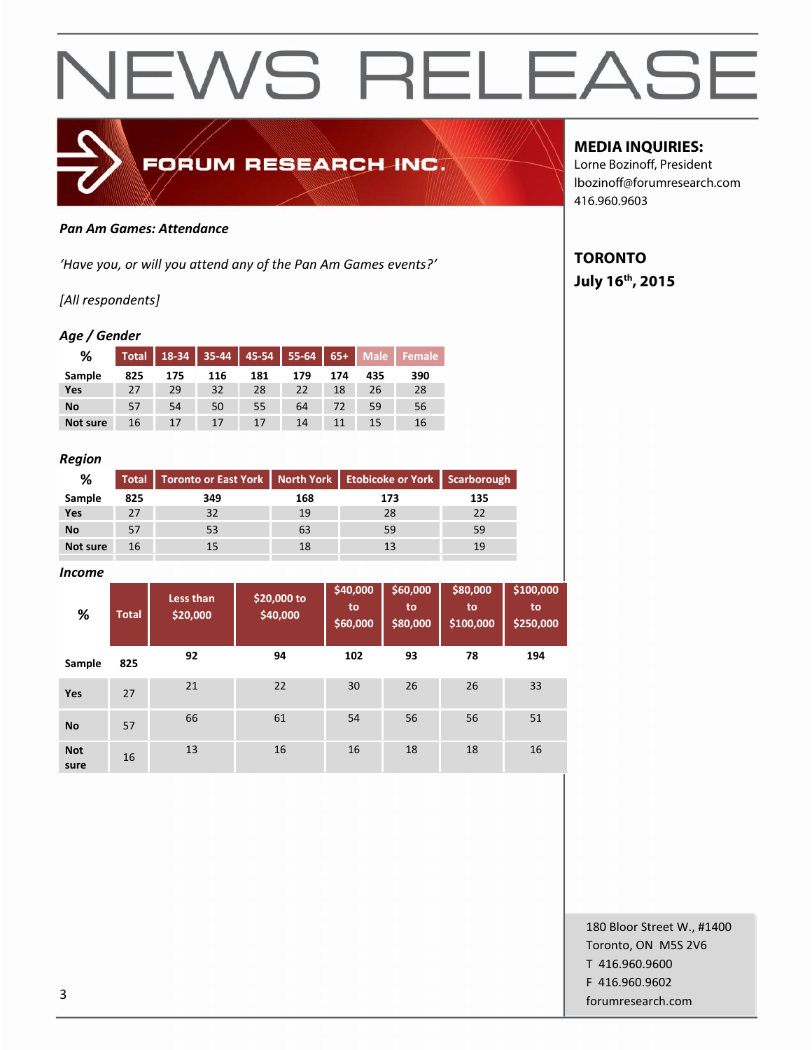# NEWS RELEASE

FORUM RESEARCH INC.

**MEDIA INQUIRIES:**
Lorne Bozinoff, President
lbozinoff@forumresearch.com
416.960.9603

**TORONTO**
**July 16th, 2015**

***Pan Am Games: Attendance***

*'Have you, or will you attend any of the Pan Am Games events?'*

*[All respondents]*

***Age / Gender***

| % | Total | 18-34 | 35-44 | 45-54 | 55-64 | 65+ | Male | Female |
|---|---|---|---|---|---|---|---|---|
| **Sample** | **825** | **175** | **116** | **181** | **179** | **174** | **435** | **390** |
| **Yes** | 27 | 29 | 32 | 28 | 22 | 18 | 26 | 28 |
| **No** | 57 | 54 | 50 | 55 | 64 | 72 | 59 | 56 |
| **Not sure** | 16 | 17 | 17 | 17 | 14 | 11 | 15 | 16 |

***Region***

| % | Total | Toronto or East York | North York | Etobicoke or York | Scarborough |
|---|---|---|---|---|---|
| **Sample** | **825** | **349** | **168** | **173** | **135** |
| **Yes** | 27 | 32 | 19 | 28 | 22 |
| **No** | 57 | 53 | 63 | 59 | 59 |
| **Not sure** | 16 | 15 | 18 | 13 | 19 |

***Income***

| % | Total | Less than $20,000 | $20,000 to $40,000 | $40,000 to $60,000 | $60,000 to $80,000 | $80,000 to $100,000 | $100,000 to $250,000 |
|---|---|---|---|---|---|---|---|
| **Sample** | **825** | **92** | **94** | **102** | **93** | **78** | **194** |
| **Yes** | 27 | 21 | 22 | 30 | 26 | 26 | 33 |
| **No** | 57 | 66 | 61 | 54 | 56 | 56 | 51 |
| **Not sure** | 16 | 13 | 16 | 16 | 18 | 18 | 16 |

180 Bloor Street W., #1400
Toronto, ON M5S 2V6
T 416.960.9600
F 416.960.9602
forumresearch.com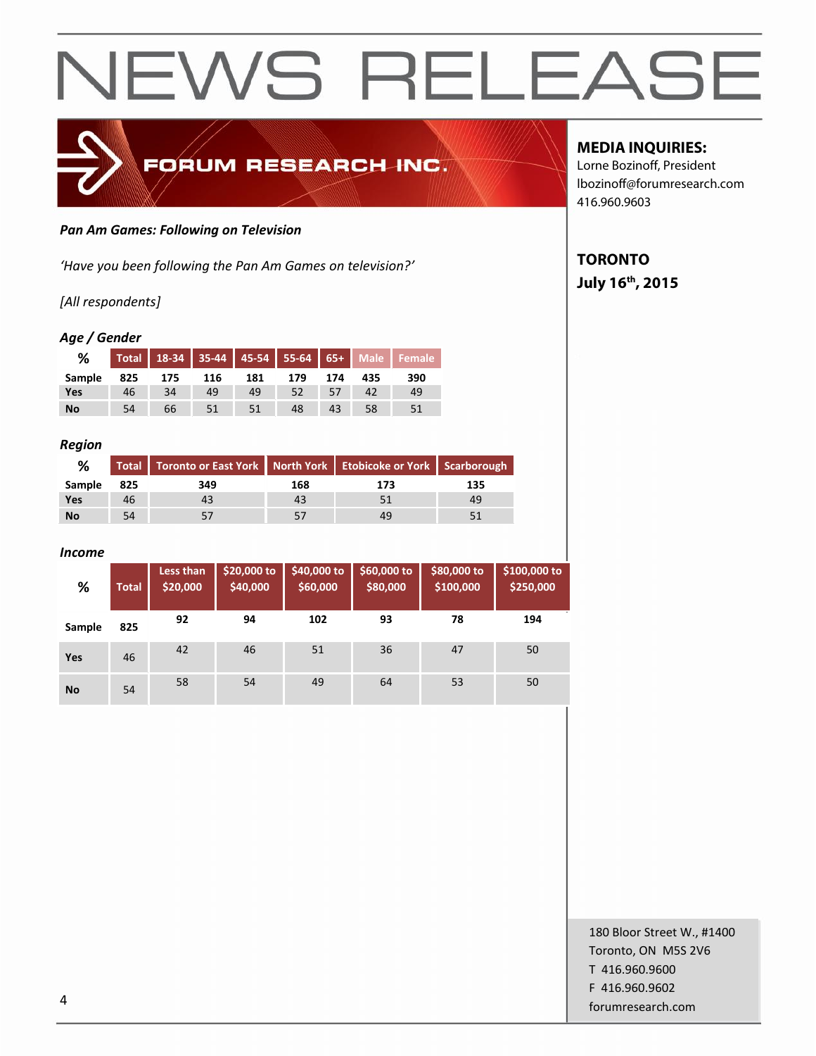# NEWS RELEASE

FORUM RESEARCH INC.

**MEDIA INQUIRIES:**
Lorne Bozinoff, President
lbozinoff@forumresearch.com
416.960.9603

**TORONTO**
**July 16th, 2015**

***Pan Am Games: Following on Television***

*'Have you been following the Pan Am Games on television?'*

*[All respondents]*

***Age / Gender***

| % | Total | 18-34 | 35-44 | 45-54 | 55-64 | 65+ | Male | Female |
|---|---|---|---|---|---|---|---|---|
| **Sample** | 825 | 175 | 116 | 181 | 179 | 174 | 435 | 390 |
| **Yes** | 46 | 34 | 49 | 49 | 52 | 57 | 42 | 49 |
| **No** | 54 | 66 | 51 | 51 | 48 | 43 | 58 | 51 |

***Region***

| % | Total | Toronto or East York | North York | Etobicoke or York | Scarborough |
|---|---|---|---|---|---|
| **Sample** | 825 | 349 | 168 | 173 | 135 |
| **Yes** | 46 | 43 | 43 | 51 | 49 |
| **No** | 54 | 57 | 57 | 49 | 51 |

***Income***

| % | Total | Less than $20,000 | $20,000 to $40,000 | $40,000 to $60,000 | $60,000 to $80,000 | $80,000 to $100,000 | $100,000 to $250,000 |
|---|---|---|---|---|---|---|---|
| **Sample** | 825 | 92 | 94 | 102 | 93 | 78 | 194 |
| **Yes** | 46 | 42 | 46 | 51 | 36 | 47 | 50 |
| **No** | 54 | 58 | 54 | 49 | 64 | 53 | 50 |

180 Bloor Street W., #1400
Toronto, ON M5S 2V6
T 416.960.9600
F 416.960.9602
forumresearch.com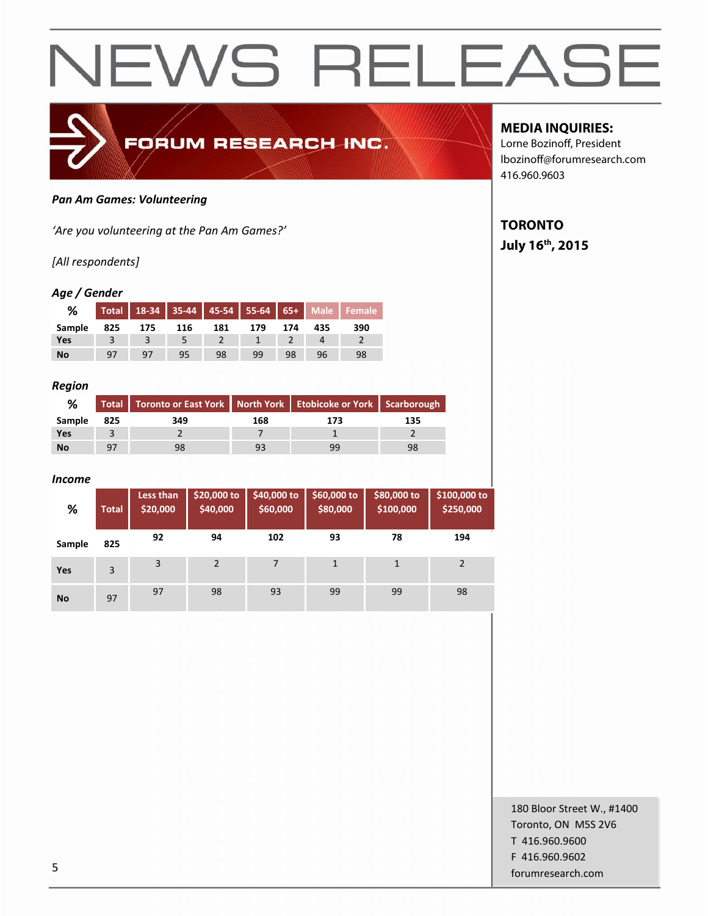# NEWS RELEASE

**FORUM RESEARCH INC.**

**MEDIA INQUIRIES:**
Lorne Bozinoff, President
lbozinoff@forumresearch.com
416.960.9603

**TORONTO**
**July 16th, 2015**

***Pan Am Games: Volunteering***

*'Are you volunteering at the Pan Am Games?'*

*[All respondents]*

***Age / Gender***

| % | Total | 18-34 | 35-44 | 45-54 | 55-64 | 65+ | Male | Female |
|---|---|---|---|---|---|---|---|---|
| Sample | 825 | 175 | 116 | 181 | 179 | 174 | 435 | 390 |
| Yes | 3 | 3 | 5 | 2 | 1 | 2 | 4 | 2 |
| No | 97 | 97 | 95 | 98 | 99 | 98 | 96 | 98 |

***Region***

| % | Total | Toronto or East York | North York | Etobicoke or York | Scarborough |
|---|---|---|---|---|---|
| Sample | 825 | 349 | 168 | 173 | 135 |
| Yes | 3 | 2 | 7 | 1 | 2 |
| No | 97 | 98 | 93 | 99 | 98 |

***Income***

| % | Total | Less than $20,000 | $20,000 to $40,000 | $40,000 to $60,000 | $60,000 to $80,000 | $80,000 to $100,000 | $100,000 to $250,000 |
|---|---|---|---|---|---|---|---|
| Sample | 825 | 92 | 94 | 102 | 93 | 78 | 194 |
| Yes | 3 | 3 | 2 | 7 | 1 | 1 | 2 |
| No | 97 | 97 | 98 | 93 | 99 | 99 | 98 |

180 Bloor Street W., #1400
Toronto, ON M5S 2V6
T 416.960.9600
F 416.960.9602
forumresearch.com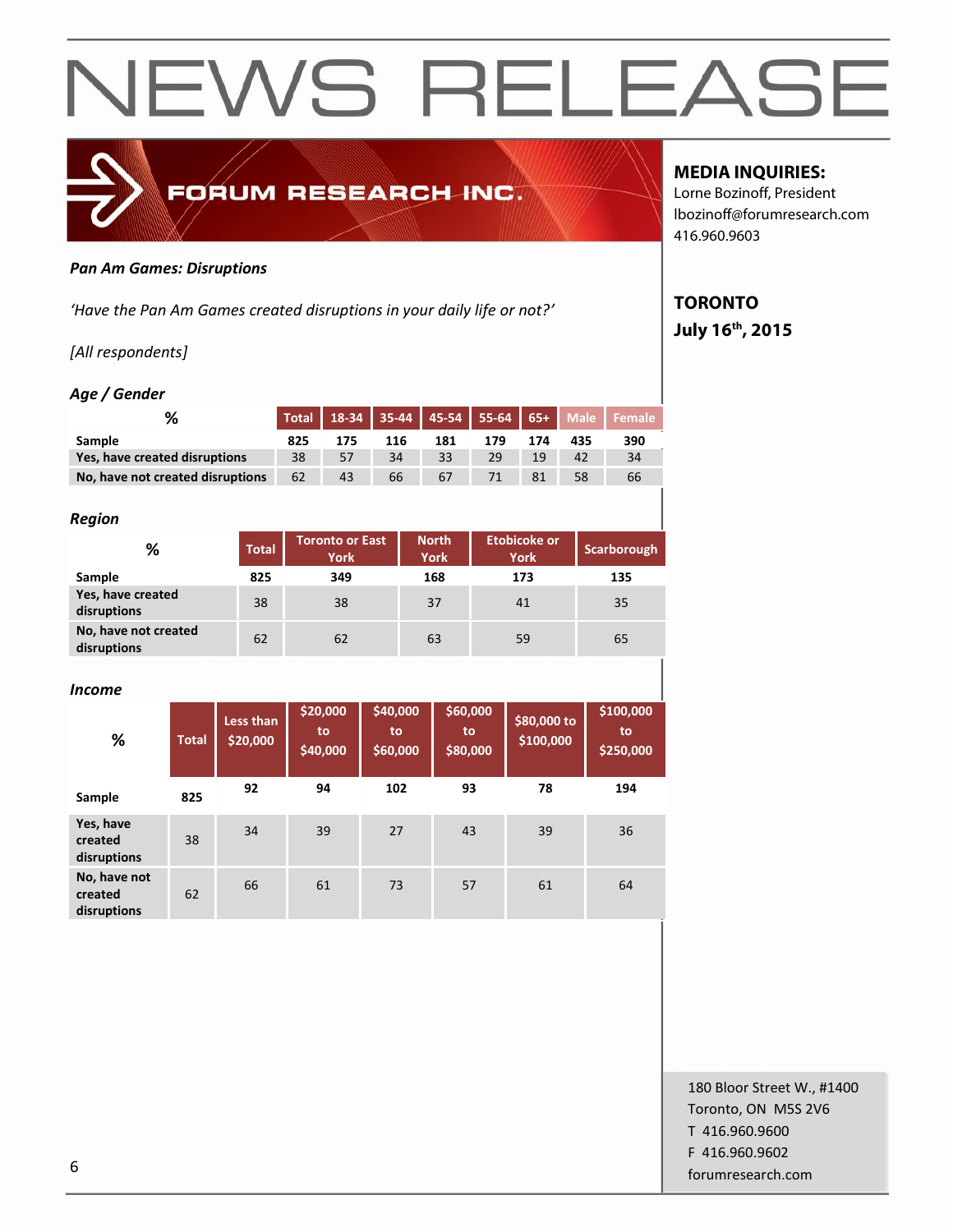# NEWS RELEASE

**FORUM RESEARCH INC.**

**MEDIA INQUIRIES:**
Lorne Bozinoff, President
lbozinoff@forumresearch.com
416.960.9603

**TORONTO**
**July 16th, 2015**

***Pan Am Games: Disruptions***

*'Have the Pan Am Games created disruptions in your daily life or not?'*

*[All respondents]*

***Age / Gender***

| % | Total | 18-34 | 35-44 | 45-54 | 55-64 | 65+ | Male | Female |
|---|---|---|---|---|---|---|---|---|
| **Sample** | 825 | 175 | 116 | 181 | 179 | 174 | 435 | 390 |
| **Yes, have created disruptions** | 38 | 57 | 34 | 33 | 29 | 19 | 42 | 34 |
| **No, have not created disruptions** | 62 | 43 | 66 | 67 | 71 | 81 | 58 | 66 |

***Region***

| % | Total | Toronto or East York | North York | Etobicoke or York | Scarborough |
|---|---|---|---|---|---|
| **Sample** | 825 | 349 | 168 | 173 | 135 |
| **Yes, have created disruptions** | 38 | 38 | 37 | 41 | 35 |
| **No, have not created disruptions** | 62 | 62 | 63 | 59 | 65 |

***Income***

| % | Total | Less than $20,000 | $20,000 to $40,000 | $40,000 to $60,000 | $60,000 to $80,000 | $80,000 to $100,000 | $100,000 to $250,000 |
|---|---|---|---|---|---|---|---|
| **Sample** | 825 | 92 | 94 | 102 | 93 | 78 | 194 |
| **Yes, have created disruptions** | 38 | 34 | 39 | 27 | 43 | 39 | 36 |
| **No, have not created disruptions** | 62 | 66 | 61 | 73 | 57 | 61 | 64 |

180 Bloor Street W., #1400
Toronto, ON M5S 2V6
T 416.960.9600
F 416.960.9602
forumresearch.com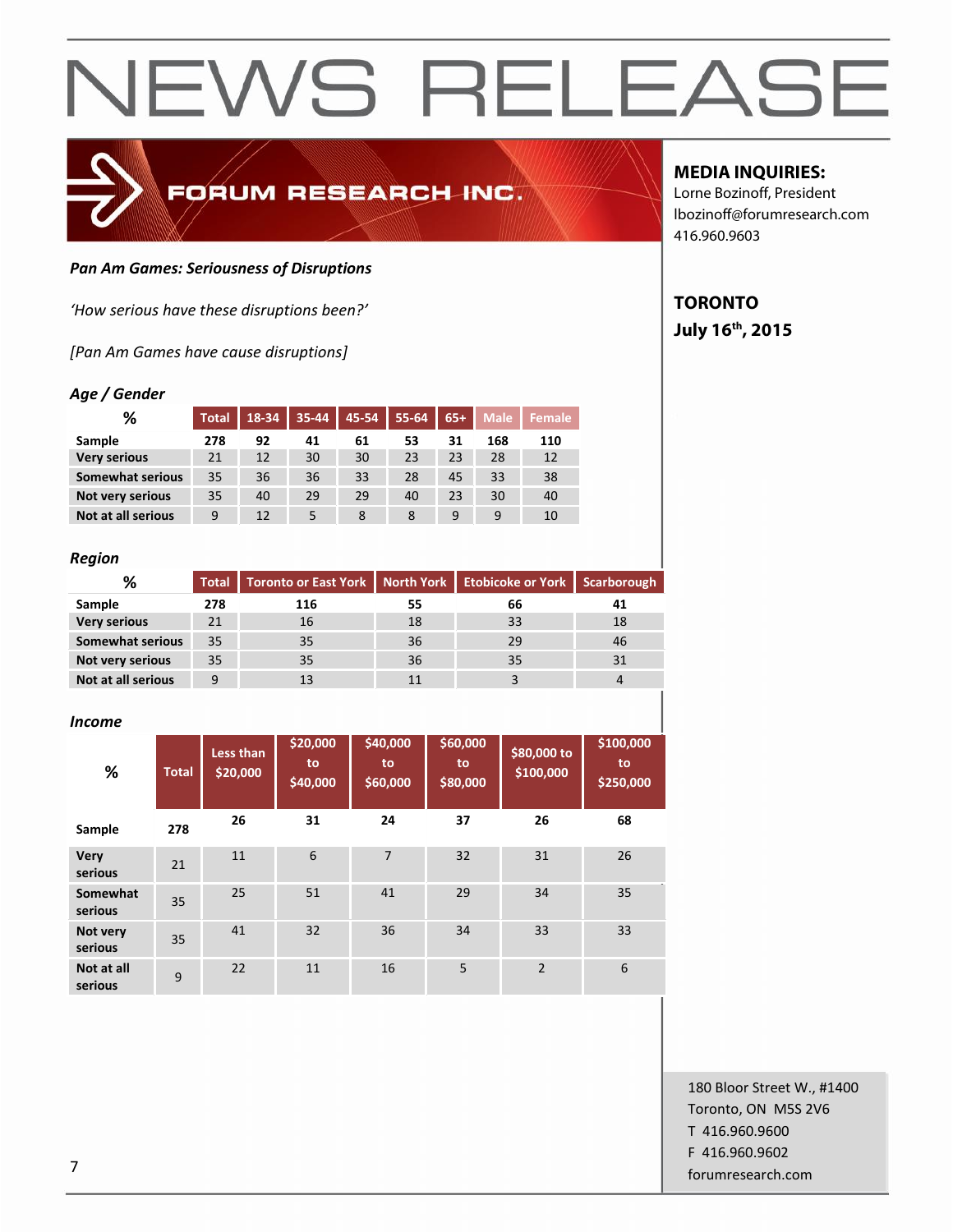# NEWS RELEASE

FORUM RESEARCH INC.

**MEDIA INQUIRIES:**
Lorne Bozinoff, President
lbozinoff@forumresearch.com
416.960.9603

**TORONTO**
**July 16th, 2015**

***Pan Am Games: Seriousness of Disruptions***

*'How serious have these disruptions been?'*

*[Pan Am Games have cause disruptions]*

***Age / Gender***

| % | Total | 18-34 | 35-44 | 45-54 | 55-64 | 65+ | Male | Female |
|---|---|---|---|---|---|---|---|---|
| **Sample** | **278** | **92** | **41** | **61** | **53** | **31** | **168** | **110** |
| **Very serious** | 21 | 12 | 30 | 30 | 23 | 23 | 28 | 12 |
| **Somewhat serious** | 35 | 36 | 36 | 33 | 28 | 45 | 33 | 38 |
| **Not very serious** | 35 | 40 | 29 | 29 | 40 | 23 | 30 | 40 |
| **Not at all serious** | 9 | 12 | 5 | 8 | 8 | 9 | 9 | 10 |

***Region***

| % | Total | Toronto or East York | North York | Etobicoke or York | Scarborough |
|---|---|---|---|---|---|
| **Sample** | **278** | **116** | **55** | **66** | **41** |
| **Very serious** | 21 | 16 | 18 | 33 | 18 |
| **Somewhat serious** | 35 | 35 | 36 | 29 | 46 |
| **Not very serious** | 35 | 35 | 36 | 35 | 31 |
| **Not at all serious** | 9 | 13 | 11 | 3 | 4 |

***Income***

| % | Total | Less than $20,000 | $20,000 to $40,000 | $40,000 to $60,000 | $60,000 to $80,000 | $80,000 to $100,000 | $100,000 to $250,000 |
|---|---|---|---|---|---|---|---|
| **Sample** | **278** | **26** | **31** | **24** | **37** | **26** | **68** |
| **Very serious** | 21 | 11 | 6 | 7 | 32 | 31 | 26 |
| **Somewhat serious** | 35 | 25 | 51 | 41 | 29 | 34 | 35 |
| **Not very serious** | 35 | 41 | 32 | 36 | 34 | 33 | 33 |
| **Not at all serious** | 9 | 22 | 11 | 16 | 5 | 2 | 6 |

180 Bloor Street W., #1400
Toronto, ON M5S 2V6
T 416.960.9600
F 416.960.9602
forumresearch.com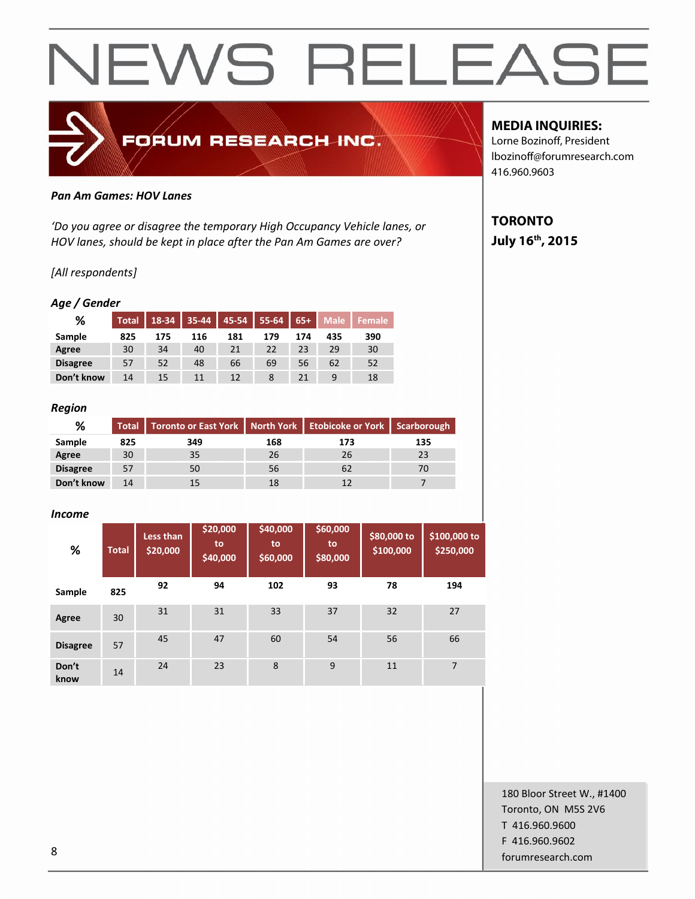# NEWS RELEASE

FORUM RESEARCH INC.

**MEDIA INQUIRIES:**
Lorne Bozinoff, President
lbozinoff@forumresearch.com
416.960.9603

**TORONTO**
**July 16th, 2015**

***Pan Am Games: HOV Lanes***

*'Do you agree or disagree the temporary High Occupancy Vehicle lanes, or HOV lanes, should be kept in place after the Pan Am Games are over?*

*[All respondents]*

***Age / Gender***

| % | Total | 18-34 | 35-44 | 45-54 | 55-64 | 65+ | Male | Female |
|---|---|---|---|---|---|---|---|---|
| **Sample** | 825 | 175 | 116 | 181 | 179 | 174 | 435 | 390 |
| **Agree** | 30 | 34 | 40 | 21 | 22 | 23 | 29 | 30 |
| **Disagree** | 57 | 52 | 48 | 66 | 69 | 56 | 62 | 52 |
| **Don't know** | 14 | 15 | 11 | 12 | 8 | 21 | 9 | 18 |

***Region***

| % | Total | Toronto or East York | North York | Etobicoke or York | Scarborough |
|---|---|---|---|---|---|
| **Sample** | 825 | 349 | 168 | 173 | 135 |
| **Agree** | 30 | 35 | 26 | 26 | 23 |
| **Disagree** | 57 | 50 | 56 | 62 | 70 |
| **Don't know** | 14 | 15 | 18 | 12 | 7 |

***Income***

| % | Total | Less than $20,000 | $20,000 to $40,000 | $40,000 to $60,000 | $60,000 to $80,000 | $80,000 to $100,000 | $100,000 to $250,000 |
|---|---|---|---|---|---|---|---|
| **Sample** | 825 | 92 | 94 | 102 | 93 | 78 | 194 |
| **Agree** | 30 | 31 | 31 | 33 | 37 | 32 | 27 |
| **Disagree** | 57 | 45 | 47 | 60 | 54 | 56 | 66 |
| **Don't know** | 14 | 24 | 23 | 8 | 9 | 11 | 7 |

180 Bloor Street W., #1400
Toronto, ON M5S 2V6
T 416.960.9600
F 416.960.9602
forumresearch.com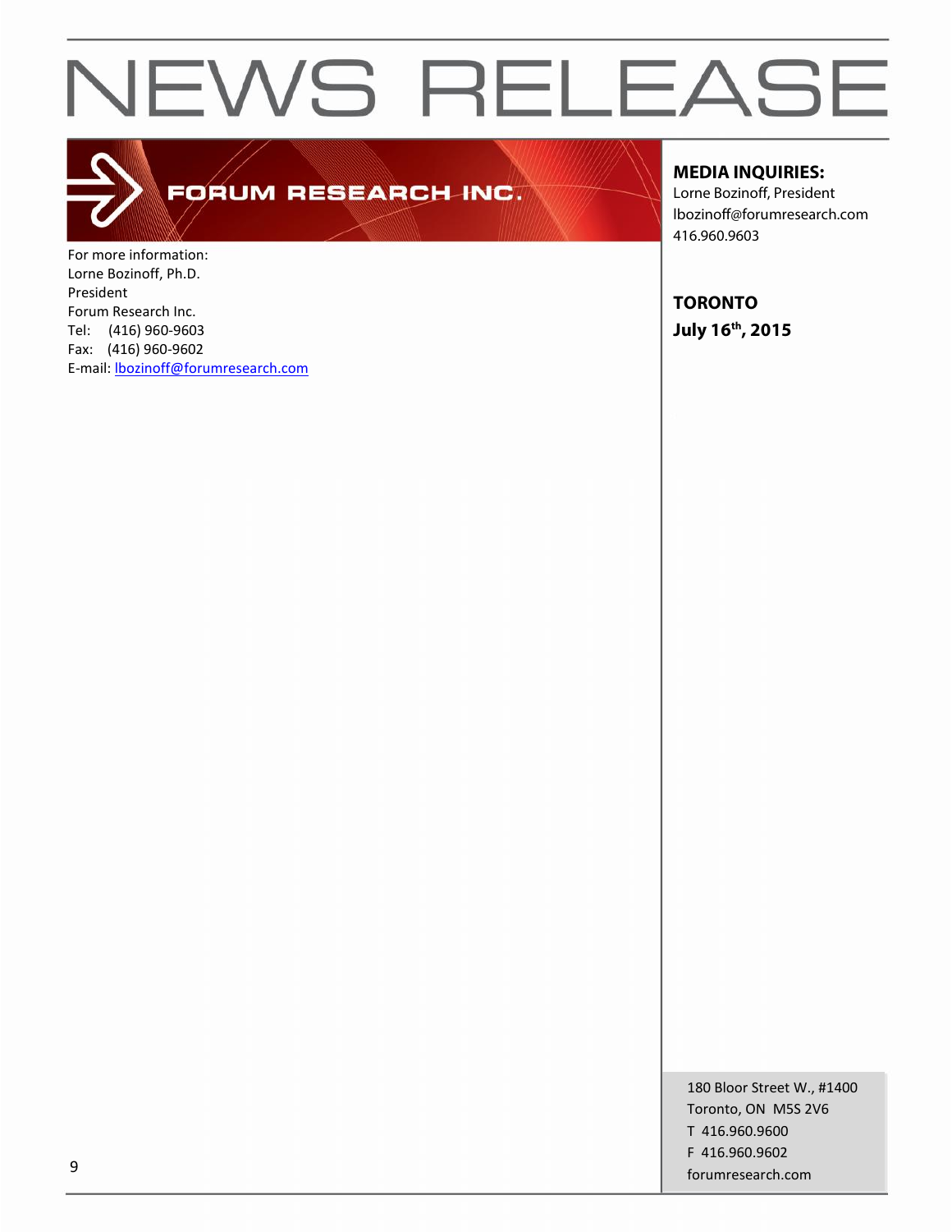# NEWS RELEASE

FORUM RESEARCH INC.

For more information:
Lorne Bozinoff, Ph.D.
President
Forum Research Inc.
Tel: (416) 960-9603
Fax: (416) 960-9602
E-mail: lbozinoff@forumresearch.com

**MEDIA INQUIRIES:**
Lorne Bozinoff, President
lbozinoff@forumresearch.com
416.960.9603

**TORONTO**
**July 16th, 2015**

180 Bloor Street W., #1400
Toronto, ON M5S 2V6
T 416.960.9600
F 416.960.9602
forumresearch.com